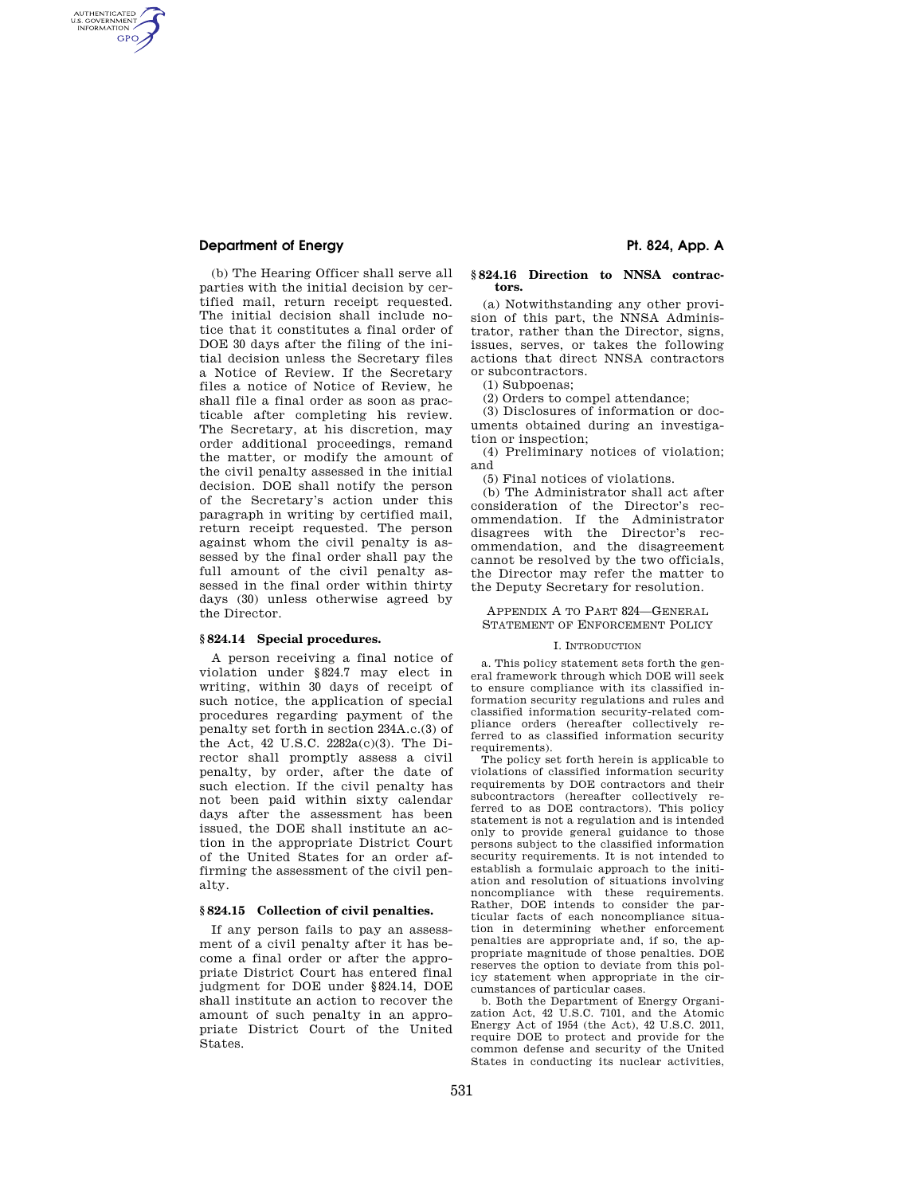(b) The Hearing Officer shall serve all parties with the initial decision by certified mail, return receipt requested. The initial decision shall include notice that it constitutes a final order of DOE 30 days after the filing of the initial decision unless the Secretary files a Notice of Review. If the Secretary files a notice of Review, he shall file a final order as soon as practicable after completing his review. The Secretary, at his discretion, may order additional proceedings, remand the matter, or modify the amount of the civil penalty assessed in the initial decision. DOE shall notify the person of the Secretary's action under this paragraph in writing by certified mail, return receipt requested. The person against whom the civil penalty is assessed by the final order shall pay the full amount of the civil penalty assessed in the final order within thirty days (30) unless otherwise agreed by the Director.

### § 824.14 Special procedures.

A person receiving a final notice of violation under § 824.7 may elect in writing, within 30 days of receipt of such notice, the application of special procedures regarding payment of the penalty set forth in section 234A.c.(3) of the Act, 42 U.S.C. 2282a(c)(3). The Director shall promptly assess a civil penalty, by order, after the date of such election. If the civil penalty has not been paid within sixty calendar days after the assessment has been issued, the DOE shall institute an action in the appropriate District Court of the United States for an order affirming the assessment of the civil penalty.

### § 824.15 Collection of civil penalties.

If any person fails to pay an assessment of a civil penalty after it has become a final order or after the appropriate District Court has entered final judgment for DOE under § 824.14, DOE shall institute an action to recover the amount of such penalty in an appropriate District Court of the United States.

### § 824.16 Direction to NNSA contractors.

(a) Notwithstanding any other provision of this part, the NNSA Administrator, rather than the Director, signs, issues, serves, or takes the following actions that direct NNSA contractors or subcontractors.

(1) Subpoenas;

(2) Orders to compel attendance;

(3) Disclosures of information or documents obtained during an investigation or inspection;

(4) Preliminary notices of violation; and

(5) Final notices of violations.

(b) The Administrator shall act after consideration of the Director's recommendation. If the Administrator disagrees with the Director's recommendation, and the disagreement cannot be resolved by the two officials, the Director may refer the matter to the Deputy Secretary for resolution.

## APPENDIX A TO PART 824—GENERAL STATEMENT OF ENFORCEMENT POLICY

### I. INTRODUCTION

a. This policy statement sets forth the general framework through which DOE will seek to ensure compliance with its classified information security regulations and rules and classified information security-related compliance orders (hereafter collectively referred to as classified information security requirements).

The policy set forth herein is applicable to violations of classified information security requirements by DOE contractors and their subcontractors (hereafter collectively referred to as DOE contractors). This policy statement is not a regulation and is intended only to provide general guidance to those persons subject to the classified information security requirements. It is not intended to establish a formulaic approach to the initiation and resolution of situations involving noncompliance with these requirements. Rather, DOE intends to consider the particular facts of each noncompliance situation in determining whether enforcement penalties are appropriate and, if so, the appropriate magnitude of those penalties. DOE reserves the option to deviate from this policy statement when appropriate in the circumstances of particular cases.

b. Both the Department of Energy Organization Act, 42 U.S.C. 7101, and the Atomic Energy Act of 1954 (the Act), 42 U.S.C. 2011, require DOE to protect and provide for the common defense and security of the United States in conducting its nuclear activities,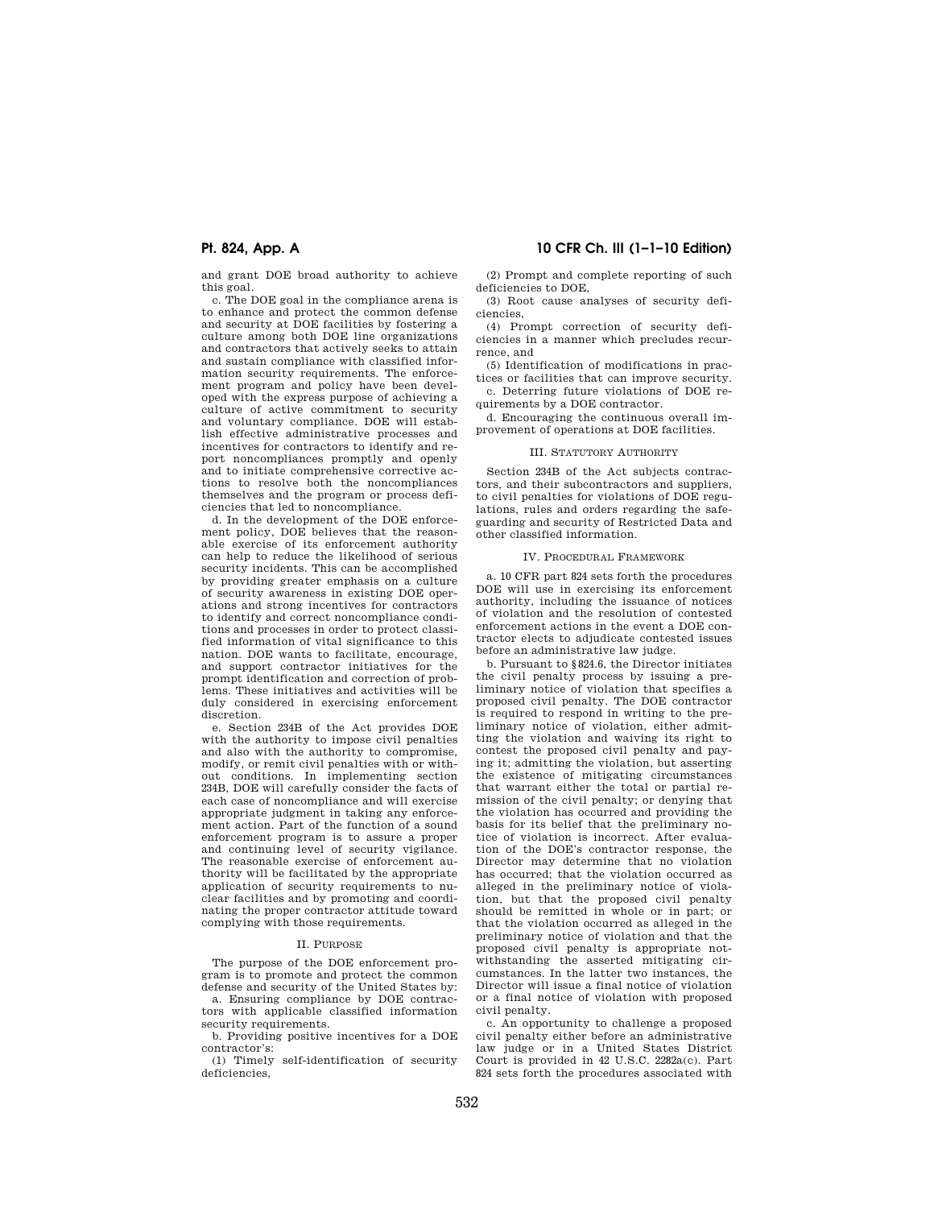and grant DOE broad authority to achieve this goal.

c. The DOE goal in the compliance arena is to enhance and protect the common defense and security at DOE facilities by fostering a culture among both DOE line organizations and contractors that actively seeks to attain and sustain compliance with classified information security requirements. The enforcement program and policy have been developed with the express purpose of achieving a culture of active commitment to security and voluntary compliance. DOE will establish effective administrative processes and incentives for contractors to identify and report noncompliances promptly and openly and to initiate comprehensive corrective actions to resolve both the noncompliances themselves and the program or process deficiencies that led to noncompliance.

d. In the development of the DOE enforcement policy, DOE believes that the reasonable exercise of its enforcement authority can help to reduce the likelihood of serious security incidents. This can be accomplished by providing greater emphasis on a culture of security awareness in existing DOE operations and strong incentives for contractors to identify and correct noncompliance conditions and processes in order to protect classified information of vital significance to this nation. DOE wants to facilitate, encourage, and support contractor initiatives for the prompt identification and correction of problems. These initiatives and activities will be duly considered in exercising enforcement discretion.

e. Section 234B of the Act provides DOE with the authority to impose civil penalties and also with the authority to compromise, modify, or remit civil penalties with or without conditions. In implementing section 234B, DOE will carefully consider the facts of each case of noncompliance and will exercise appropriate judgment in taking any enforcement action. Part of the function of a sound enforcement program is to assure a proper and continuing level of security vigilance. The reasonable exercise of enforcement authority will be facilitated by the appropriate application of security requirements to nuclear facilities and by promoting and coordinating the proper contractor attitude toward complying with those requirements.

## II. PURPOSE

The purpose of the DOE enforcement program is to promote and protect the common defense and security of the United States by:

a. Ensuring compliance by DOE contractors with applicable classified information security requirements.

b. Providing positive incentives for a DOE contractor's:

(1) Timely self-identification of security deficiencies,

(2) Prompt and complete reporting of such deficiencies to DOE,

(3) Root cause analyses of security deficiencies,

(4) Prompt correction of security deficiencies in a manner which precludes recurrence, and

(5) Identification of modifications in practices or facilities that can improve security.

c. Deterring future violations of DOE requirements by a DOE contractor.

d. Encouraging the continuous overall improvement of operations at DOE facilities.

## III. STATUTORY AUTHORITY

Section 234B of the Act subjects contractors, and their subcontractors and suppliers, to civil penalties for violations of DOE regulations, rules and orders regarding the safeguarding and security of Restricted Data and other classified information.

## IV. PROCEDURAL FRAMEWORK

a. 10 CFR part 824 sets forth the procedures DOE will use in exercising its enforcement authority, including the issuance of notices of violation and the resolution of contested enforcement actions in the event a DOE contractor elects to adjudicate contested issues before an administrative law judge.

b. Pursuant to §824.6, the Director initiates the civil penalty process by issuing a preliminary notice of violation that specifies a proposed civil penalty. The DOE contractor is required to respond in writing to the preliminary notice of violation, either admitting the violation and waiving its right to contest the proposed civil penalty and paying it; admitting the violation, but asserting the existence of mitigating circumstances that warrant either the total or partial remission of the civil penalty; or denying that the violation has occurred and providing the basis for its belief that the preliminary notice of violation is incorrect. After evaluation of the DOE's contractor response, the Director may determine that no violation has occurred; that the violation occurred as alleged in the preliminary notice of violation, but that the proposed civil penalty should be remitted in whole or in part; or that the violation occurred as alleged in the preliminary notice of violation and that the proposed civil penalty is appropriate notwithstanding the asserted mitigating circumstances. In the latter two instances, the Director will issue a final notice of violation or a final notice of violation with proposed civil penalty.

c. An opportunity to challenge a proposed civil penalty either before an administrative law judge or in a United States District Court is provided in 42 U.S.C. 2282a(c). Part 824 sets forth the procedures associated with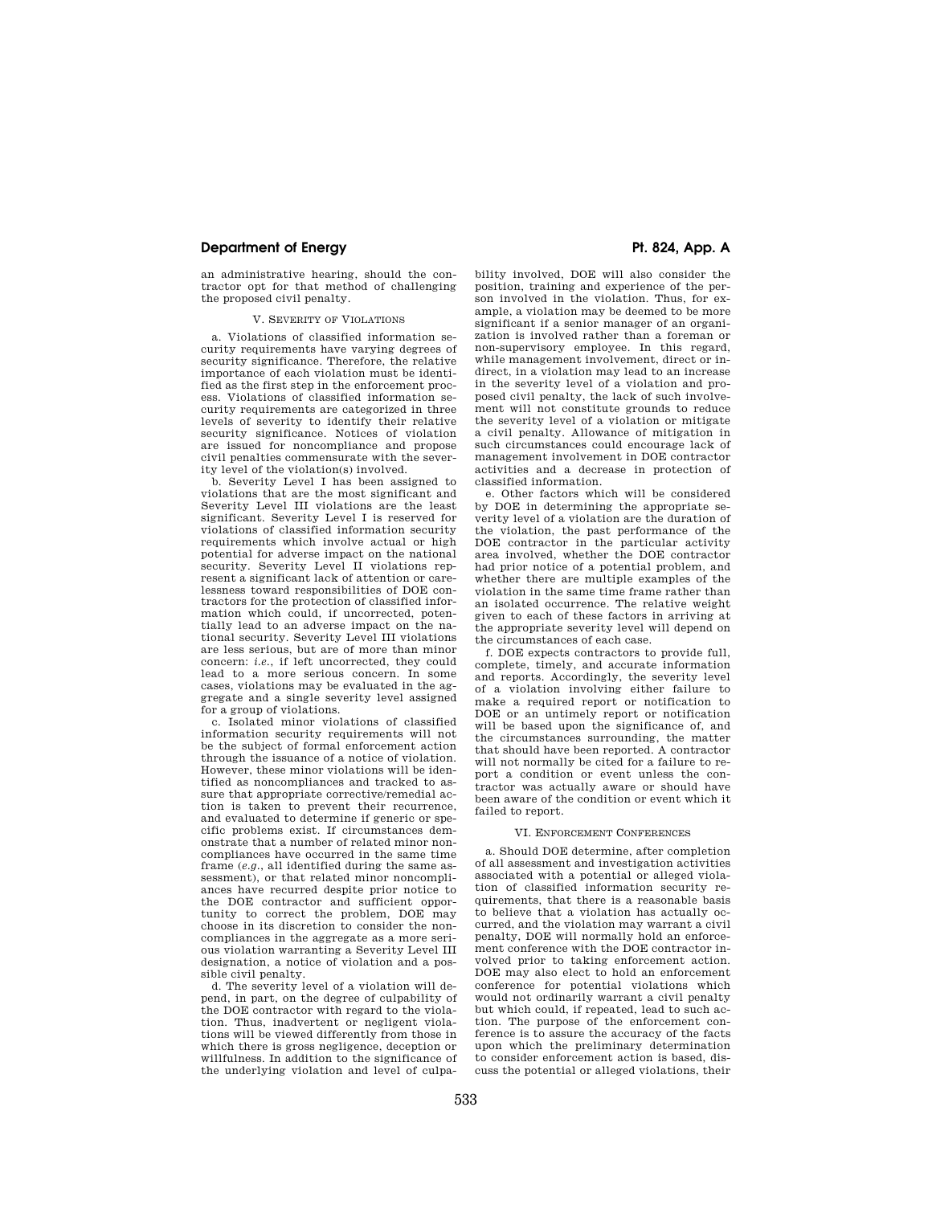an administrative hearing, should the contractor opt for that method of challenging the proposed civil penalty.

### V. Severity of Violations

a. Violations of classified information security requirements have varying degrees of security significance. Therefore, the relative importance of each violation must be identified as the first step in the enforcement process. Violations of classified information security requirements are categorized in three levels of severity to identify their relative security significance. Notices of violation are issued for noncompliance and propose civil penalties commensurate with the severity level of the violation(s) involved.

b. Severity Level I has been assigned to violations that are the most significant and Severity Level III violations are the least significant. Severity Level I is reserved for violations of classified information security requirements which involve actual or high potential for adverse impact on the national security. Severity Level II violations represent a significant lack of attention or carelessness toward responsibilities of DOE contractors for the protection of classified information which could, if uncorrected, potentially lead to an adverse impact on the national security. Severity Level III violations are less serious, but are of more than minor concern: *i.e.*, if left uncorrected, they could lead to a more serious concern. In some cases, violations may be evaluated in the aggregate and a single severity level assigned for a group of violations.

c. Isolated minor violations of classified information security requirements will not be the subject of formal enforcement action through the issuance of a notice of violation. However, these minor violations will be identified as noncompliances and tracked to assure that appropriate corrective/remedial action is taken to prevent their recurrence, and evaluated to determine if generic or specific problems exist. If circumstances demonstrate that a number of related minor noncompliances have occurred in the same time frame (*e.g.*, all identified during the same assessment), or that related minor noncompliances have recurred despite prior notice to the DOE contractor and sufficient opportunity to correct the problem, DOE may choose in its discretion to consider the noncompliances in the aggregate as a more serious violation warranting a Severity Level III designation, a notice of violation and a possible civil penalty.

d. The severity level of a violation will depend, in part, on the degree of culpability of the DOE contractor with regard to the violation. Thus, inadvertent or negligent violations will be viewed differently from those in which there is gross negligence, deception or willfulness. In addition to the significance of the underlying violation and level of culpability involved, DOE will also consider the position, training and experience of the person involved in the violation. Thus, for example, a violation may be deemed to be more significant if a senior manager of an organization is involved rather than a foreman or non-supervisory employee. In this regard, while management involvement, direct or indirect, in a violation may lead to an increase in the severity level of a violation and proposed civil penalty, the lack of such involvement will not constitute grounds to reduce the severity level of a violation or mitigate a civil penalty. Allowance of mitigation in such circumstances could encourage lack of management involvement in DOE contractor activities and a decrease in protection of classified information.

e. Other factors which will be considered by DOE in determining the appropriate severity level of a violation are the duration of the violation, the past performance of the DOE contractor in the particular activity area involved, whether the DOE contractor had prior notice of a potential problem, and whether there are multiple examples of the violation in the same time frame rather than an isolated occurrence. The relative weight given to each of these factors in arriving at the appropriate severity level will depend on the circumstances of each case.

f. DOE expects contractors to provide full, complete, timely, and accurate information and reports. Accordingly, the severity level of a violation involving either failure to make a required report or notification to DOE or an untimely report or notification will be based upon the significance of, and the circumstances surrounding, the matter that should have been reported. A contractor will not normally be cited for a failure to report a condition or event unless the contractor was actually aware or should have been aware of the condition or event which it failed to report.

### VI. Enforcement Conferences

a. Should DOE determine, after completion of all assessment and investigation activities associated with a potential or alleged violation of classified information security requirements, that there is a reasonable basis to believe that a violation has actually occurred, and the violation may warrant a civil penalty, DOE will normally hold an enforcement conference with the DOE contractor involved prior to taking enforcement action. DOE may also elect to hold an enforcement conference for potential violations which would not ordinarily warrant a civil penalty but which could, if repeated, lead to such action. The purpose of the enforcement conference is to assure the accuracy of the facts upon which the preliminary determination to consider enforcement action is based, discuss the potential or alleged violations, their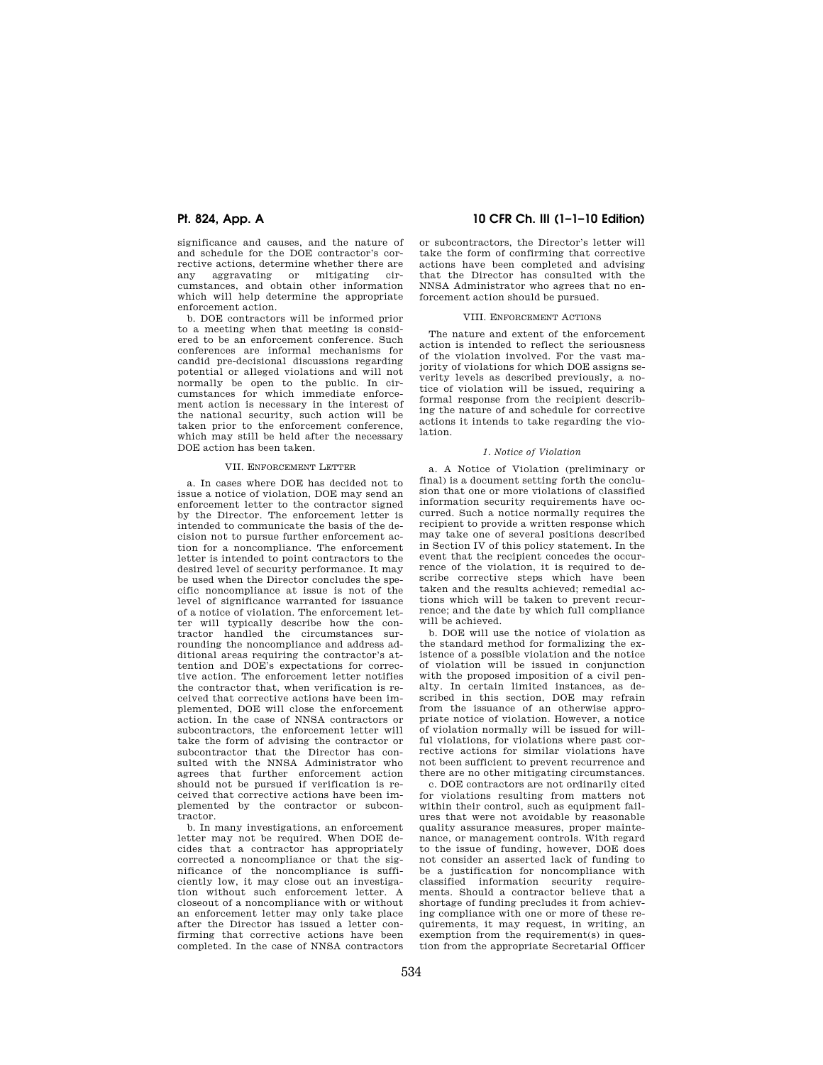significance and causes, and the nature of and schedule for the DOE contractor's corrective actions, determine whether there are any aggravating or mitigating circumstances, and obtain other information which will help determine the appropriate enforcement action.

b. DOE contractors will be informed prior to a meeting when that meeting is considered to be an enforcement conference. Such conferences are informal mechanisms for candid pre-decisional discussions regarding potential or alleged violations and will not normally be open to the public. In circumstances for which immediate enforcement action is necessary in the interest of the national security, such action will be taken prior to the enforcement conference, which may still be held after the necessary DOE action has been taken.

## VII. ENFORCEMENT LETTER

a. In cases where DOE has decided not to issue a notice of violation, DOE may send an enforcement letter to the contractor signed by the Director. The enforcement letter is intended to communicate the basis of the decision not to pursue further enforcement action for a noncompliance. The enforcement letter is intended to point contractors to the desired level of security performance. It may be used when the Director concludes the specific noncompliance at issue is not of the level of significance warranted for issuance of a notice of violation. The enforcement letter will typically describe how the contractor handled the circumstances surrounding the noncompliance and address additional areas requiring the contractor's attention and DOE's expectations for corrective action. The enforcement letter notifies the contractor that, when verification is received that corrective actions have been implemented, DOE will close the enforcement action. In the case of NNSA contractors or subcontractors, the enforcement letter will take the form of advising the contractor or subcontractor that the Director has consulted with the NNSA Administrator who agrees that further enforcement action should not be pursued if verification is received that corrective actions have been implemented by the contractor or subcontractor.

b. In many investigations, an enforcement letter may not be required. When DOE decides that a contractor has appropriately corrected a noncompliance or that the significance of the noncompliance is sufficiently low, it may close out an investigation without such enforcement letter. A closeout of a noncompliance with or without an enforcement letter may only take place after the Director has issued a letter confirming that corrective actions have been completed. In the case of NNSA contractors or subcontractors, the Director's letter will take the form of confirming that corrective actions have been completed and advising that the Director has consulted with the NNSA Administrator who agrees that no enforcement action should be pursued.

## VIII. ENFORCEMENT ACTIONS

The nature and extent of the enforcement action is intended to reflect the seriousness of the violation involved. For the vast majority of violations for which DOE assigns severity levels as described previously, a notice of violation will be issued, requiring a formal response from the recipient describing the nature of and schedule for corrective actions it intends to take regarding the violation.

### *1. Notice of Violation*

a. A Notice of Violation (preliminary or final) is a document setting forth the conclusion that one or more violations of classified information security requirements have occurred. Such a notice normally requires the recipient to provide a written response which may take one of several positions described in Section IV of this policy statement. In the event that the recipient concedes the occurrence of the violation, it is required to describe corrective steps which have been taken and the results achieved; remedial actions which will be taken to prevent recurrence; and the date by which full compliance will be achieved.

b. DOE will use the notice of violation as the standard method for formalizing the existence of a possible violation and the notice of violation will be issued in conjunction with the proposed imposition of a civil penalty. In certain limited instances, as described in this section, DOE may refrain from the issuance of an otherwise appropriate notice of violation. However, a notice of violation normally will be issued for willful violations, for violations where past corrective actions for similar violations have not been sufficient to prevent recurrence and there are no other mitigating circumstances.

c. DOE contractors are not ordinarily cited for violations resulting from matters not within their control, such as equipment failures that were not avoidable by reasonable quality assurance measures, proper maintenance, or management controls. With regard to the issue of funding, however, DOE does not consider an asserted lack of funding to be a justification for noncompliance with classified information security requirements. Should a contractor believe that a shortage of funding precludes it from achieving compliance with one or more of these requirements, it may request, in writing, an exemption from the requirement(s) in question from the appropriate Secretarial Officer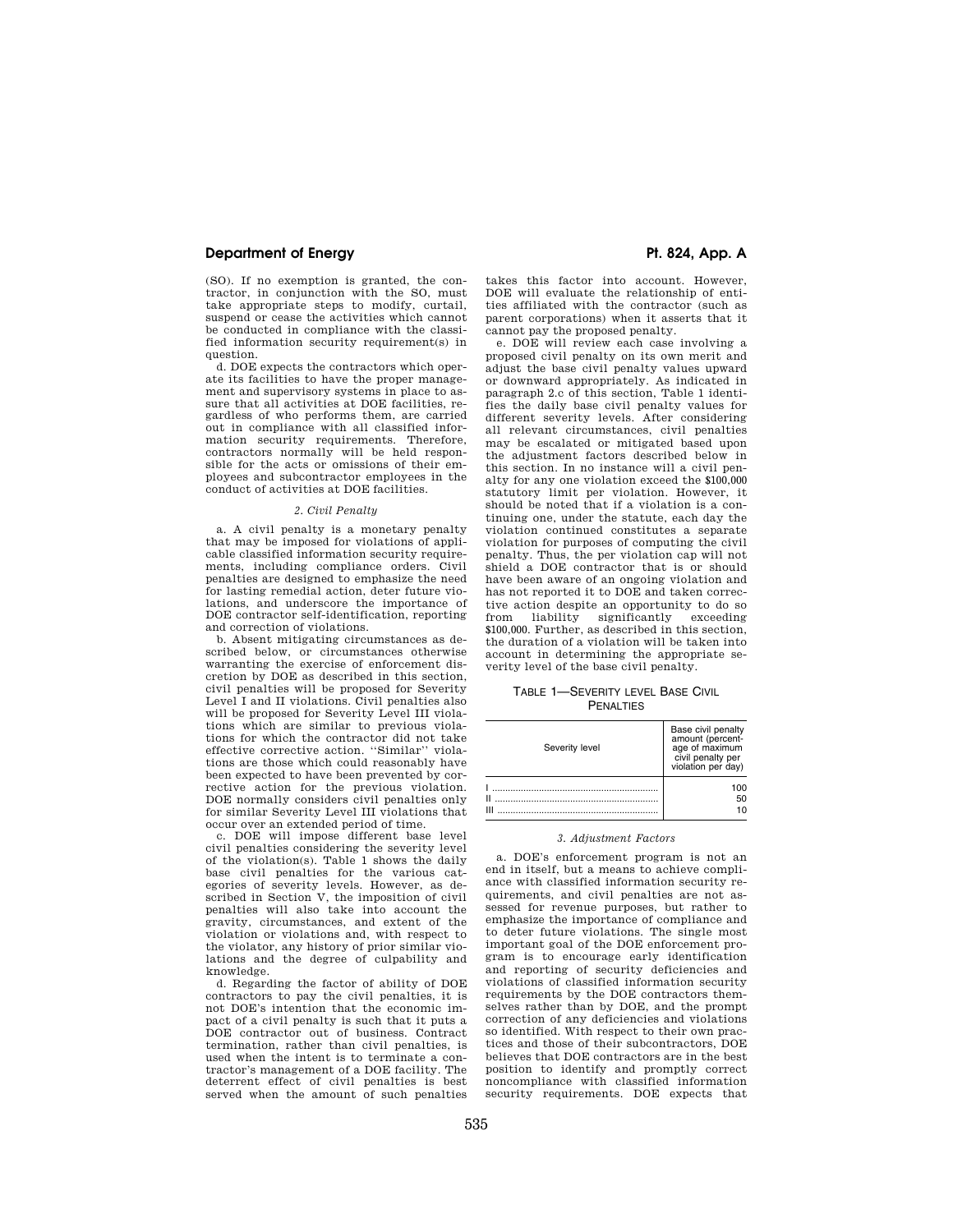(SO). If no exemption is granted, the contractor, in conjunction with the SO, must take appropriate steps to modify, curtail, suspend or cease the activities which cannot be conducted in compliance with the classified information security requirement(s) in question.

d. DOE expects the contractors which operate its facilities to have the proper management and supervisory systems in place to assure that all activities at DOE facilities, regardless of who performs them, are carried out in compliance with all classified information security requirements. Therefore, contractors normally will be held responsible for the acts or omissions of their employees and subcontractor employees in the conduct of activities at DOE facilities.

*2. Civil Penalty*

a. A civil penalty is a monetary penalty that may be imposed for violations of applicable classified information security requirements, including compliance orders. Civil penalties are designed to emphasize the need for lasting remedial action, deter future violations, and underscore the importance of DOE contractor self-identification, reporting and correction of violations.

b. Absent mitigating circumstances as described below, or circumstances otherwise warranting the exercise of enforcement discretion by DOE as described in this section, civil penalties will be proposed for Severity Level I and II violations. Civil penalties also will be proposed for Severity Level III violations which are similar to previous violations for which the contractor did not take effective corrective action. ''Similar'' violations are those which could reasonably have been expected to have been prevented by corrective action for the previous violation. DOE normally considers civil penalties only for similar Severity Level III violations that occur over an extended period of time.

c. DOE will impose different base level civil penalties considering the severity level of the violation(s). Table 1 shows the daily base civil penalties for the various categories of severity levels. However, as described in Section V, the imposition of civil penalties will also take into account the gravity, circumstances, and extent of the violation or violations and, with respect to the violator, any history of prior similar violations and the degree of culpability and knowledge.

d. Regarding the factor of ability of DOE contractors to pay the civil penalties, it is not DOE's intention that the economic impact of a civil penalty is such that it puts a DOE contractor out of business. Contract termination, rather than civil penalties, is used when the intent is to terminate a contractor's management of a DOE facility. The deterrent effect of civil penalties is best served when the amount of such penalties takes this factor into account. However, DOE will evaluate the relationship of entities affiliated with the contractor (such as parent corporations) when it asserts that it cannot pay the proposed penalty.

e. DOE will review each case involving a proposed civil penalty on its own merit and adjust the base civil penalty values upward or downward appropriately. As indicated in paragraph 2.c of this section, Table 1 identifies the daily base civil penalty values for different severity levels. After considering all relevant circumstances, civil penalties may be escalated or mitigated based upon the adjustment factors described below in this section. In no instance will a civil penalty for any one violation exceed the $100,000 statutory limit per violation. However, it should be noted that if a violation is a continuing one, under the statute, each day the violation continued constitutes a separate violation for purposes of computing the civil penalty. Thus, the per violation cap will not shield a DOE contractor that is or should have been aware of an ongoing violation and has not reported it to DOE and taken corrective action despite an opportunity to do so from liability significantly exceeding $100,000. Further, as described in this section, the duration of a violation will be taken into account in determining the appropriate severity level of the base civil penalty.

TABLE 1—SEVERITY LEVEL BASE CIVIL PENALTIES

| Severity level | Base civil penalty amount (percentage of maximum civil penalty per violation per day) |
|---|---|
| I | 100 |
| II | 50 |
| III | 10 |

*3. Adjustment Factors*

a. DOE's enforcement program is not an end in itself, but a means to achieve compliance with classified information security requirements, and civil penalties are not assessed for revenue purposes, but rather to emphasize the importance of compliance and to deter future violations. The single most important goal of the DOE enforcement program is to encourage early identification and reporting of security deficiencies and violations of classified information security requirements by the DOE contractors themselves rather than by DOE, and the prompt correction of any deficiencies and violations so identified. With respect to their own practices and those of their subcontractors, DOE believes that DOE contractors are in the best position to identify and promptly correct noncompliance with classified information security requirements. DOE expects that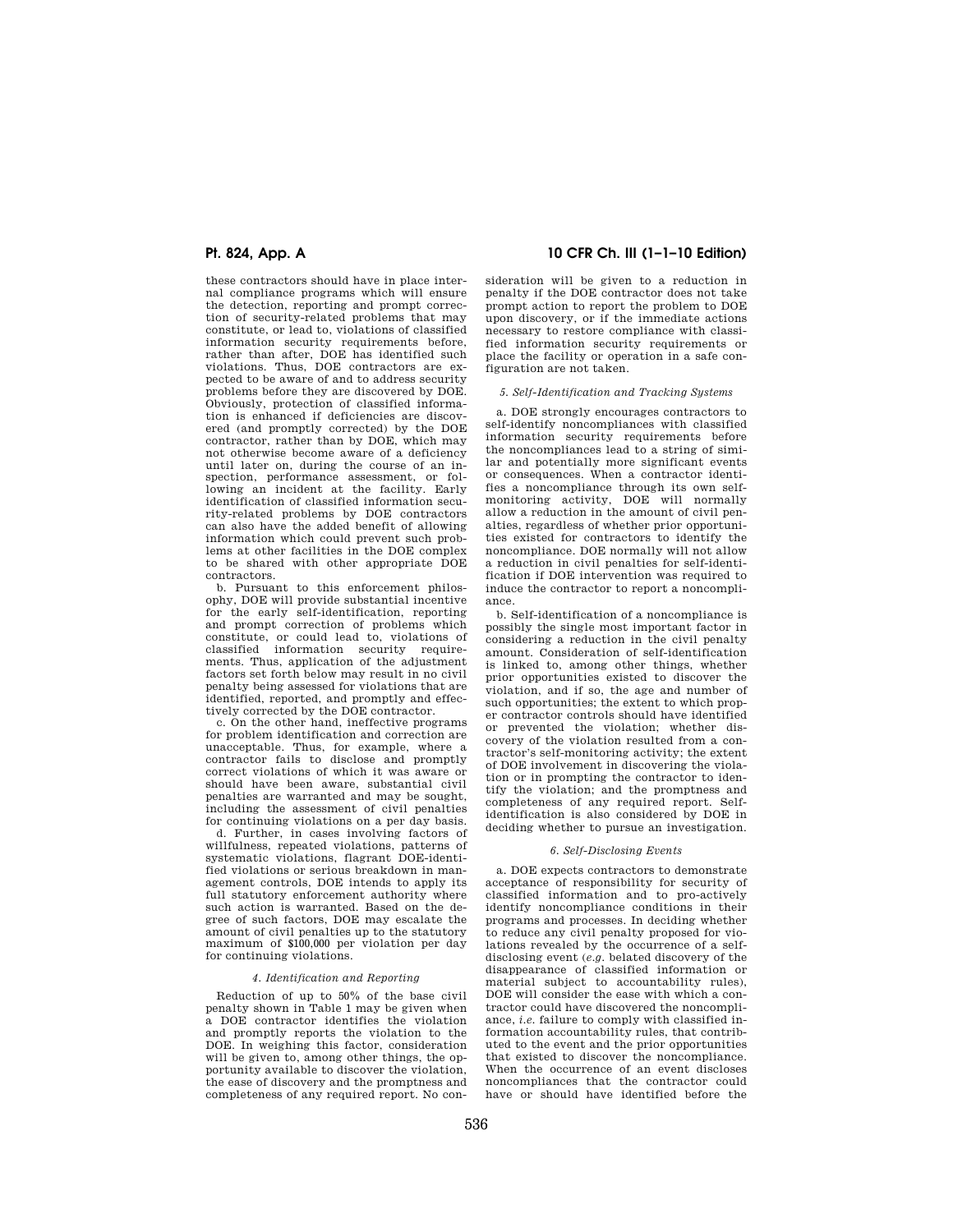these contractors should have in place internal compliance programs which will ensure the detection, reporting and prompt correction of security-related problems that may constitute, or lead to, violations of classified information security requirements before, rather than after, DOE has identified such violations. Thus, DOE contractors are expected to be aware of and to address security problems before they are discovered by DOE. Obviously, protection of classified information is enhanced if deficiencies are discovered (and promptly corrected) by the DOE contractor, rather than by DOE, which may not otherwise become aware of a deficiency until later on, during the course of an inspection, performance assessment, or following an incident at the facility. Early identification of classified information security-related problems by DOE contractors can also have the added benefit of allowing information which could prevent such problems at other facilities in the DOE complex to be shared with other appropriate DOE contractors.

b. Pursuant to this enforcement philosophy, DOE will provide substantial incentive for the early self-identification, reporting and prompt correction of problems which constitute, or could lead to, violations of classified information security requirements. Thus, application of the adjustment factors set forth below may result in no civil penalty being assessed for violations that are identified, reported, and promptly and effectively corrected by the DOE contractor.

c. On the other hand, ineffective programs for problem identification and correction are unacceptable. Thus, for example, where a contractor fails to disclose and promptly correct violations of which it was aware or should have been aware, substantial civil penalties are warranted and may be sought, including the assessment of civil penalties for continuing violations on a per day basis.

d. Further, in cases involving factors of willfulness, repeated violations, patterns of systematic violations, flagrant DOE-identified violations or serious breakdown in management controls, DOE intends to apply its full statutory enforcement authority where such action is warranted. Based on the degree of such factors, DOE may escalate the amount of civil penalties up to the statutory maximum of $100,000 per violation per day for continuing violations.

#### *4. Identification and Reporting*

Reduction of up to 50% of the base civil penalty shown in Table 1 may be given when a DOE contractor identifies the violation and promptly reports the violation to the DOE. In weighing this factor, consideration will be given to, among other things, the opportunity available to discover the violation, the ease of discovery and the promptness and completeness of any required report. No consideration will be given to a reduction in penalty if the DOE contractor does not take prompt action to report the problem to DOE upon discovery, or if the immediate actions necessary to restore compliance with classified information security requirements or place the facility or operation in a safe configuration are not taken.

#### *5. Self-Identification and Tracking Systems*

a. DOE strongly encourages contractors to self-identify noncompliances with classified information security requirements before the noncompliances lead to a string of similar and potentially more significant events or consequences. When a contractor identifies a noncompliance through its own self-monitoring activity, DOE will normally allow a reduction in the amount of civil penalties, regardless of whether prior opportunities existed for contractors to identify the noncompliance. DOE normally will not allow a reduction in civil penalties for self-identification if DOE intervention was required to induce the contractor to report a noncompliance.

b. Self-identification of a noncompliance is possibly the single most important factor in considering a reduction in the civil penalty amount. Consideration of self-identification is linked to, among other things, whether prior opportunities existed to discover the violation, and if so, the age and number of such opportunities; the extent to which proper contractor controls should have identified or prevented the violation; whether discovery of the violation resulted from a contractor's self-monitoring activity; the extent of DOE involvement in discovering the violation or in prompting the contractor to identify the violation; and the promptness and completeness of any required report. Self-identification is also considered by DOE in deciding whether to pursue an investigation.

#### *6. Self-Disclosing Events*

a. DOE expects contractors to demonstrate acceptance of responsibility for security of classified information and to pro-actively identify noncompliance conditions in their programs and processes. In deciding whether to reduce any civil penalty proposed for violations revealed by the occurrence of a self-disclosing event (*e.g.* belated discovery of the disappearance of classified information or material subject to accountability rules), DOE will consider the ease with which a contractor could have discovered the noncompliance, *i.e.* failure to comply with classified information accountability rules, that contributed to the event and the prior opportunities that existed to discover the noncompliance. When the occurrence of an event discloses noncompliances that the contractor could have or should have identified before the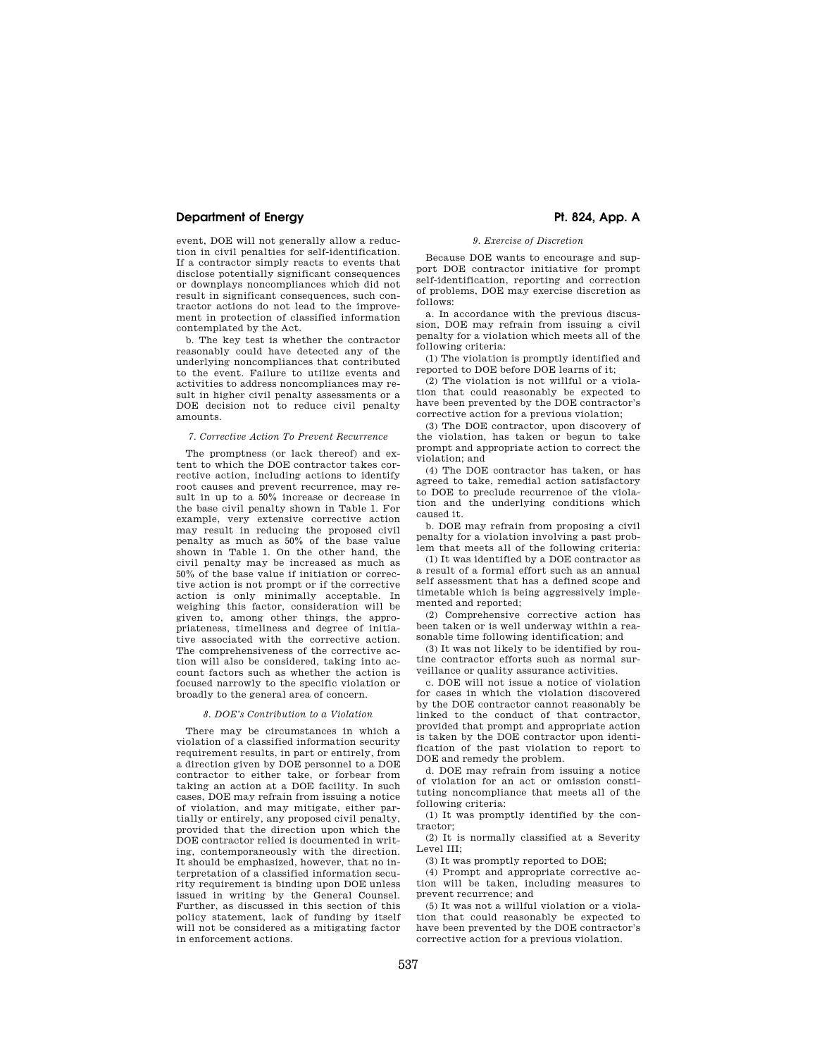event, DOE will not generally allow a reduction in civil penalties for self-identification. If a contractor simply reacts to events that disclose potentially significant consequences or downplays noncompliances which did not result in significant consequences, such contractor actions do not lead to the improvement in protection of classified information contemplated by the Act.

b. The key test is whether the contractor reasonably could have detected any of the underlying noncompliances that contributed to the event. Failure to utilize events and activities to address noncompliances may result in higher civil penalty assessments or a DOE decision not to reduce civil penalty amounts.

### *7. Corrective Action To Prevent Recurrence*

The promptness (or lack thereof) and extent to which the DOE contractor takes corrective action, including actions to identify root causes and prevent recurrence, may result in up to a 50% increase or decrease in the base civil penalty shown in Table 1. For example, very extensive corrective action may result in reducing the proposed civil penalty as much as 50% of the base value shown in Table 1. On the other hand, the civil penalty may be increased as much as 50% of the base value if initiation or corrective action is not prompt or if the corrective action is only minimally acceptable. In weighing this factor, consideration will be given to, among other things, the appropriateness, timeliness and degree of initiative associated with the corrective action. The comprehensiveness of the corrective action will also be considered, taking into account factors such as whether the action is focused narrowly to the specific violation or broadly to the general area of concern.

### *8. DOE's Contribution to a Violation*

There may be circumstances in which a violation of a classified information security requirement results, in part or entirely, from a direction given by DOE personnel to a DOE contractor to either take, or forbear from taking an action at a DOE facility. In such cases, DOE may refrain from issuing a notice of violation, and may mitigate, either partially or entirely, any proposed civil penalty, provided that the direction upon which the DOE contractor relied is documented in writing, contemporaneously with the direction. It should be emphasized, however, that no interpretation of a classified information security requirement is binding upon DOE unless issued in writing by the General Counsel. Further, as discussed in this section of this policy statement, lack of funding by itself will not be considered as a mitigating factor in enforcement actions.

### *9. Exercise of Discretion*

Because DOE wants to encourage and support DOE contractor initiative for prompt self-identification, reporting and correction of problems, DOE may exercise discretion as follows:

a. In accordance with the previous discussion, DOE may refrain from issuing a civil penalty for a violation which meets all of the following criteria:

(1) The violation is promptly identified and reported to DOE before DOE learns of it;

(2) The violation is not willful or a violation that could reasonably be expected to have been prevented by the DOE contractor's corrective action for a previous violation;

(3) The DOE contractor, upon discovery of the violation, has taken or begun to take prompt and appropriate action to correct the violation; and

(4) The DOE contractor has taken, or has agreed to take, remedial action satisfactory to DOE to preclude recurrence of the violation and the underlying conditions which caused it.

b. DOE may refrain from proposing a civil penalty for a violation involving a past problem that meets all of the following criteria:

(1) It was identified by a DOE contractor as a result of a formal effort such as an annual self assessment that has a defined scope and timetable which is being aggressively implemented and reported;

(2) Comprehensive corrective action has been taken or is well underway within a reasonable time following identification; and

(3) It was not likely to be identified by routine contractor efforts such as normal surveillance or quality assurance activities.

c. DOE will not issue a notice of violation for cases in which the violation discovered by the DOE contractor cannot reasonably be linked to the conduct of that contractor, provided that prompt and appropriate action is taken by the DOE contractor upon identification of the past violation to report to DOE and remedy the problem.

d. DOE may refrain from issuing a notice of violation for an act or omission constituting noncompliance that meets all of the following criteria:

(1) It was promptly identified by the contractor;

(2) It is normally classified at a Severity Level III;

(3) It was promptly reported to DOE;

(4) Prompt and appropriate corrective action will be taken, including measures to prevent recurrence; and

(5) It was not a willful violation or a violation that could reasonably be expected to have been prevented by the DOE contractor's corrective action for a previous violation.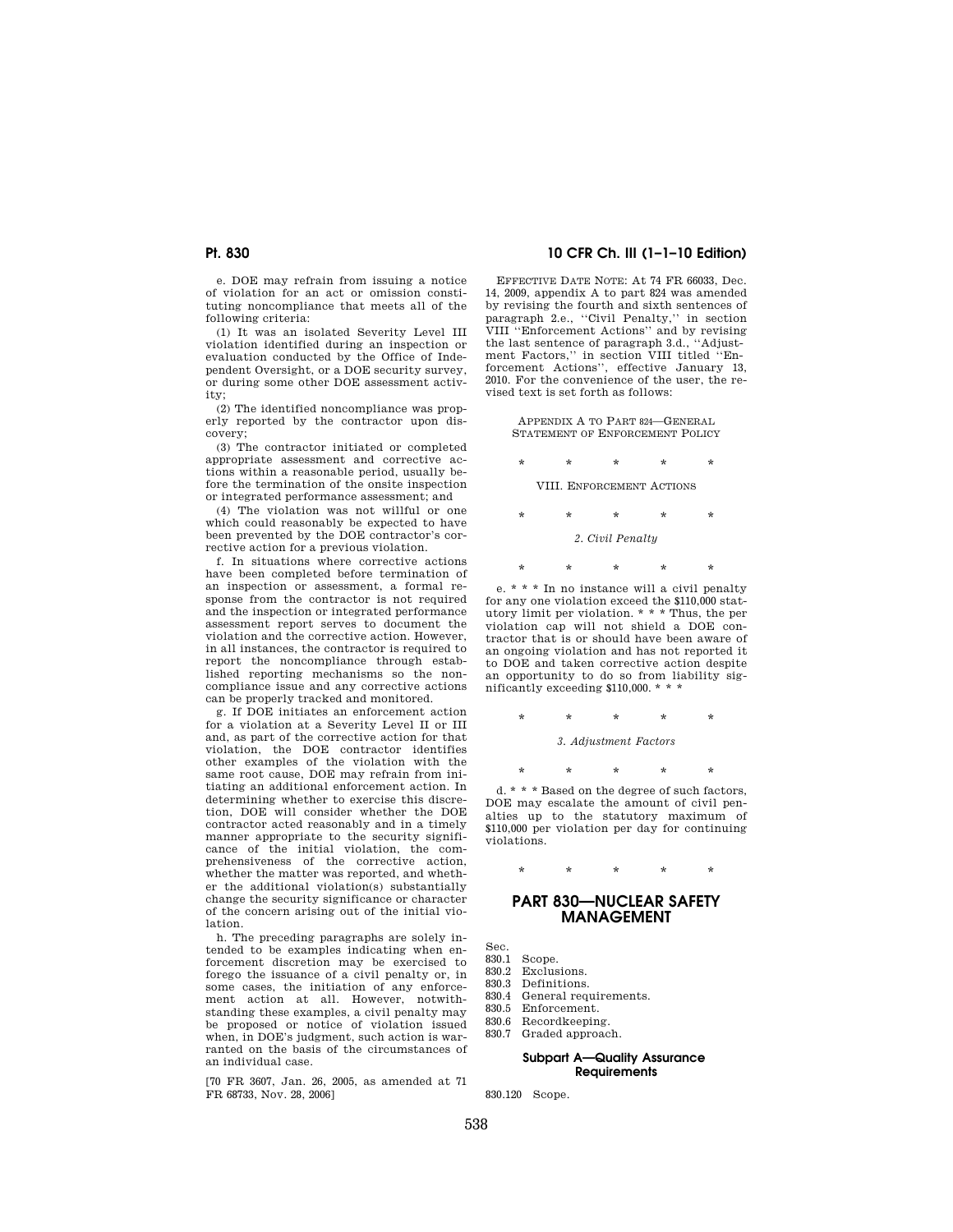e. DOE may refrain from issuing a notice of violation for an act or omission constituting noncompliance that meets all of the following criteria:

(1) It was an isolated Severity Level III violation identified during an inspection or evaluation conducted by the Office of Independent Oversight, or a DOE security survey, or during some other DOE assessment activity;

(2) The identified noncompliance was properly reported by the contractor upon discovery;

(3) The contractor initiated or completed appropriate assessment and corrective actions within a reasonable period, usually before the termination of the onsite inspection or integrated performance assessment; and

(4) The violation was not willful or one which could reasonably be expected to have been prevented by the DOE contractor's corrective action for a previous violation.

f. In situations where corrective actions have been completed before termination of an inspection or assessment, a formal response from the contractor is not required and the inspection or integrated performance assessment report serves to document the violation and the corrective action. However, in all instances, the contractor is required to report the noncompliance through established reporting mechanisms so the noncompliance issue and any corrective actions can be properly tracked and monitored.

g. If DOE initiates an enforcement action for a violation at a Severity Level II or III and, as part of the corrective action for that violation, the DOE contractor identifies other examples of the violation with the same root cause, DOE may refrain from initiating an additional enforcement action. In determining whether to exercise this discretion, DOE will consider whether the DOE contractor acted reasonably and in a timely manner appropriate to the security significance of the initial violation, the comprehensiveness of the corrective action, whether the matter was reported, and whether the additional violation(s) substantially change the security significance or character of the concern arising out of the initial violation.

h. The preceding paragraphs are solely intended to be examples indicating when enforcement discretion may be exercised to forego the issuance of a civil penalty or, in some cases, the initiation of any enforcement action at all. However, notwithstanding these examples, a civil penalty may be proposed or notice of violation issued when, in DOE's judgment, such action is warranted on the basis of the circumstances of an individual case.

[70 FR 3607, Jan. 26, 2005, as amended at 71 FR 68733, Nov. 28, 2006]

EFFECTIVE DATE NOTE: At 74 FR 66033, Dec. 14, 2009, appendix A to part 824 was amended by revising the fourth and sixth sentences of paragraph 2.e., "Civil Penalty," in section VIII "Enforcement Actions" and by revising the last sentence of paragraph 3.d., "Adjustment Factors," in section VIII titled "Enforcement Actions", effective January 13, 2010. For the convenience of the user, the revised text is set forth as follows:

APPENDIX A TO PART 824—GENERAL STATEMENT OF ENFORCEMENT POLICY

\* \* \* \* \*

VIII. ENFORCEMENT ACTIONS

\* \* \* \* \*

*2. Civil Penalty*

\* \* \* \* \*

e. \* \* \* In no instance will a civil penalty for any one violation exceed the $110,000 statutory limit per violation. \* \* \* Thus, the per violation cap will not shield a DOE contractor that is or should have been aware of an ongoing violation and has not reported it to DOE and taken corrective action despite an opportunity to do so from liability significantly exceeding $110,000. \* \* \*

\* \* \* \* \*

*3. Adjustment Factors*

\* \* \* \* \*

d. \* \* \* Based on the degree of such factors, DOE may escalate the amount of civil penalties up to the statutory maximum of $110,000 per violation per day for continuing violations.

\* \* \* \* \*

## PART 830—NUCLEAR SAFETY MANAGEMENT

Sec.
830.1 Scope.
830.2 Exclusions.
830.3 Definitions.
830.4 General requirements.
830.5 Enforcement.
830.6 Recordkeeping.
830.7 Graded approach.

### Subpart A—Quality Assurance Requirements

830.120 Scope.